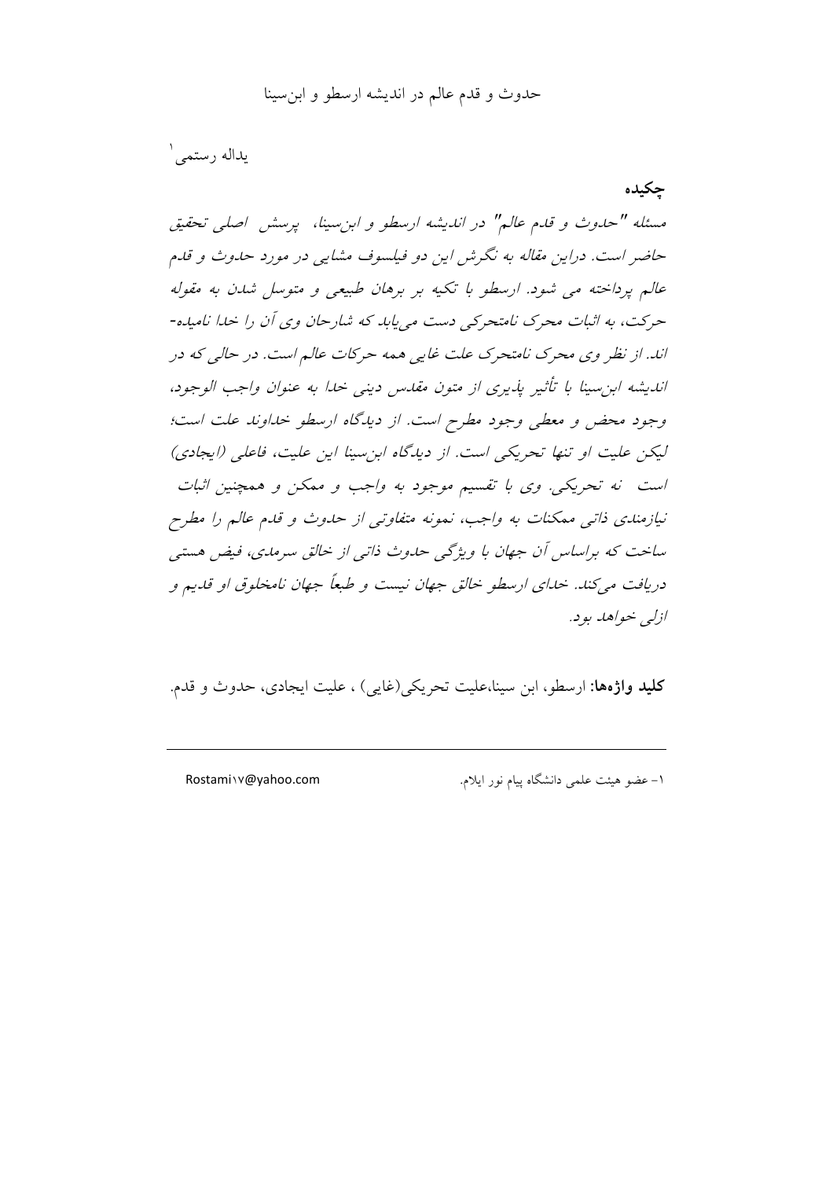# حدوث و قدم عالم در اندیشه ارسطو و ابن‌سینا

یداله رستمی[1]

## چکیده

*مسئله "حدوث و قدم عالم" در اندیشه ارسطو و ابن‌سینا، پرسش اصلی تحقیق حاضر است. دراین مقاله به نگرش این دو فیلسوف مشایی در مورد حدوث و قدم عالم پرداخته می شود. ارسطو با تکیه بر برهان طبیعی و متوسل شدن به مقوله حرکت، به اثبات محرک نامتحرکی دست می‌یابد که شارحان وی آن را خدا نامیده‌اند. از نظر وی محرک نامتحرک علت غایی همه حرکات عالم است. در حالی که در اندیشه ابن‌سینا با تأثیر پذیری از متون مقدس دینی خدا به عنوان واجب الوجود، وجود محض و معطی وجود مطرح است. از دیدگاه ارسطو خداوند علت است؛ لیکن علیت او تنها تحریکی است. از دیدگاه ابن‌سینا این علیت، فاعلی (ایجادی) است نه تحریکی. وی با تقسیم موجود به واجب و ممکن و همچنین اثبات نیازمندی ذاتی ممکنات به واجب، نمونه متفاوتی از حدوث و قدم عالم را مطرح ساخت که براساس آن جهان با ویژگی حدوث ذاتی از خالق سرمدی، فیض هستی دریافت می‌کند. خدای ارسطو خالق جهان نیست و طبعاً جهان نامخلوق او قدیم و ازلی خواهد بود.*

**کلید واژه‌ها:** ارسطو، ابن سینا،علیت تحریکی(غایی) ، علیت ایجادی، حدوث و قدم.

---

[1] – عضو هیئت علمی دانشگاه پیام نور ایلام. Rostami۱۷@yahoo.com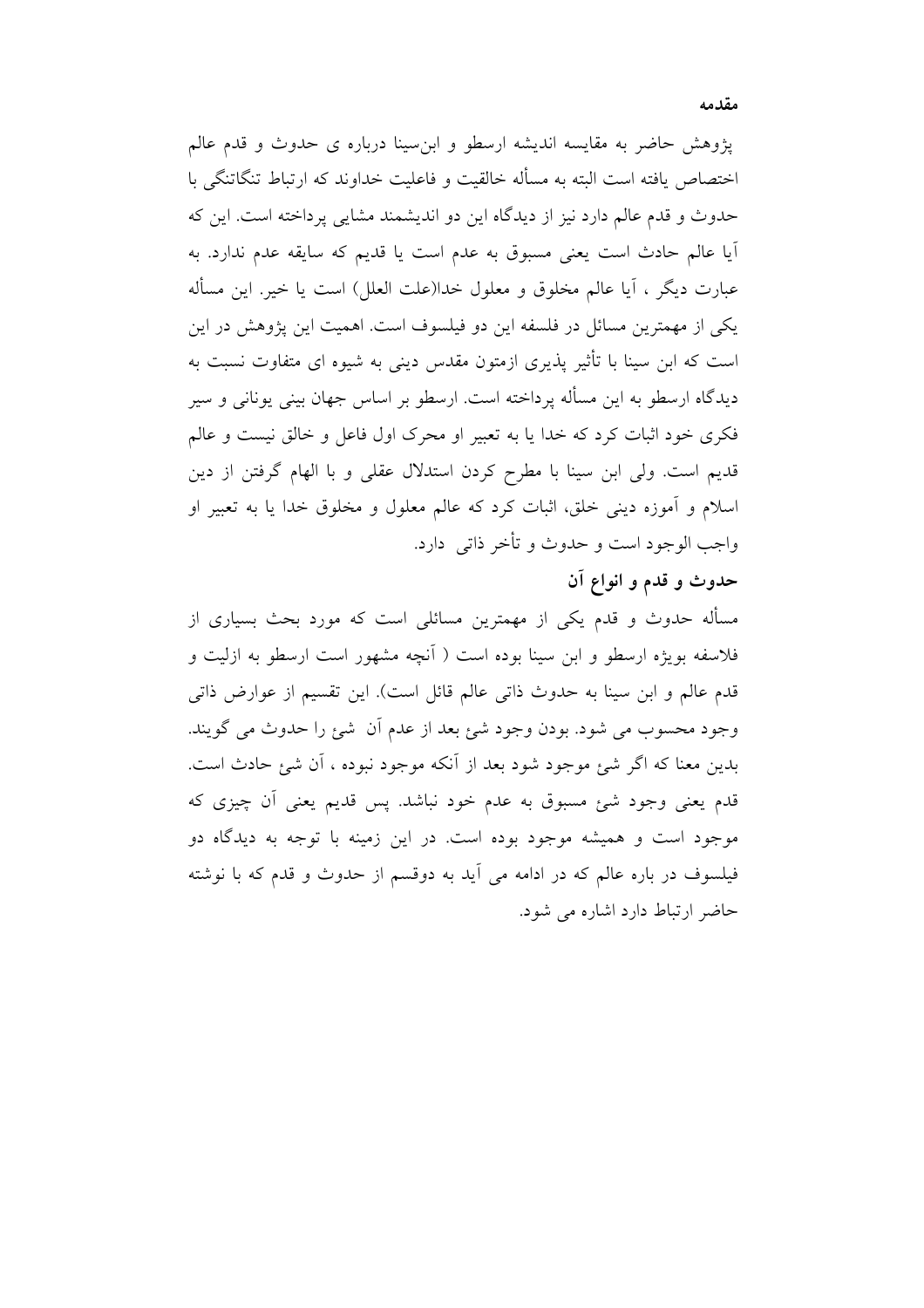## مقدمه

پژوهش حاضر به مقایسه اندیشه ارسطو و ابن‌سینا درباره ی حدوث و قدم عالم اختصاص یافته است البته به مسأله خالقیت و فاعلیت خداوند که ارتباط تنگاتنگی با حدوث و قدم عالم دارد نیز از دیدگاه این دو اندیشمند مشایی پرداخته است. این که آیا عالم حادث است یعنی مسبوق به عدم است یا قدیم که سابقه عدم ندارد. به عبارت دیگر ، آیا عالم مخلوق و معلول خدا(علت العلل) است یا خیر. این مسأله یکی از مهمترین مسائل در فلسفه این دو فیلسوف است. اهمیت این پژوهش در این است که ابن سینا با تأثیر پذیری ازمتون مقدس دینی به شیوه ای متفاوت نسبت به دیدگاه ارسطو به این مسأله پرداخته است. ارسطو بر اساس جهان بینی یونانی و سیر فکری خود اثبات کرد که خدا یا به تعبیر او محرک اول فاعل و خالق نیست و عالم قدیم است. ولی ابن سینا با مطرح کردن استدلال عقلی و با الهام گرفتن از دین اسلام و آموزه دینی خلق، اثبات کرد که عالم معلول و مخلوق خدا یا به تعبیر او واجب الوجود است و حدوث و تأخر ذاتی دارد.

## حدوث و قدم و انواع آن

مسأله حدوث و قدم یکی از مهمترین مسائلی است که مورد بحث بسیاری از فلاسفه بویژه ارسطو و ابن سینا بوده است ( آنچه مشهور است ارسطو به ازلیت و قدم عالم و ابن سینا به حدوث ذاتی عالم قائل است). این تقسیم از عوارض ذاتی وجود محسوب می شود. بودن وجود شئ بعد از عدم آن شئ را حدوث می گویند. بدین معنا که اگر شئ موجود شود بعد از آنکه موجود نبوده ، آن شئ حادث است. قدم یعنی وجود شئ مسبوق به عدم خود نباشد. پس قدیم یعنی آن چیزی که موجود است و همیشه موجود بوده است. در این زمینه با توجه به دیدگاه دو فیلسوف در باره عالم که در ادامه می آید به دوقسم از حدوث و قدم که با نوشته حاضر ارتباط دارد اشاره می شود.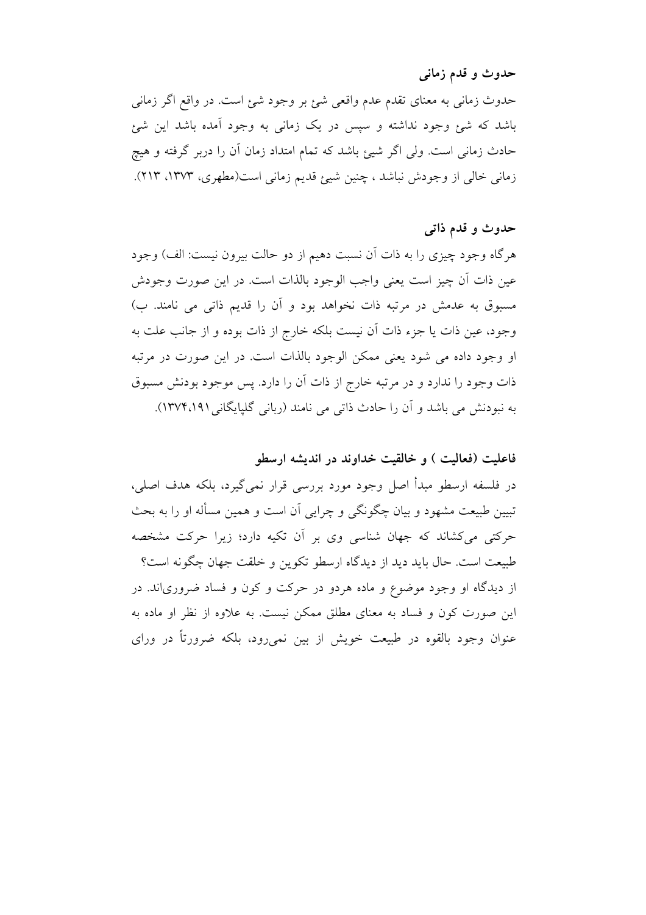### حدوث و قدم زمانی

حدوث زمانی به معنای تقدم عدم واقعی شئ بر وجود شئ است. در واقع اگر زمانی باشد که شئ وجود نداشته و سپس در یک زمانی به وجود آمده باشد این شئ حادث زمانی است. ولی اگر شیئ باشد که تمام امتداد زمان آن را دربر گرفته و هیچ زمانی خالی از وجودش نباشد ، چنین شیئ قدیم زمانی است(مطهری، ۱۳۷۳، ۲۱۳).

### حدوث و قدم ذاتی

هرگاه وجود چیزی را به ذات آن نسبت دهیم از دو حالت بیرون نیست: الف) وجود عین ذات آن چیز است یعنی واجب الوجود بالذات است. در این صورت وجودش مسبوق به عدمش در مرتبه ذات نخواهد بود و آن را قدیم ذاتی می نامند. ب) وجود، عین ذات یا جزء ذات آن نیست بلکه خارج از ذات بوده و از جانب علت به او وجود داده می شود یعنی ممکن الوجود بالذات است. در این صورت در مرتبه ذات وجود را ندارد و در مرتبه خارج از ذات آن را دارد. پس موجود بودنش مسبوق به نبودنش می باشد و آن را حادث ذاتی می نامند (ربانی گلپایگانی ۱۳۷۴،۱۹۱).

### فاعلیت (فعالیت ) و خالقیت خداوند در اندیشه ارسطو

در فلسفه ارسطو مبدأ اصل وجود مورد بررسی قرار نمی‌گیرد، بلکه هدف اصلی، تبیین طبیعت مشهود و بیان چگونگی و چرایی آن است و همین مسأله او را به بحث حرکتی می‌کشاند که جهان شناسی وی بر آن تکیه دارد؛ زیرا حرکت مشخصه طبیعت است. حال باید دید از دیدگاه ارسطو تکوین و خلقت جهان چگونه است؟

از دیدگاه او وجود موضوع و ماده هردو در حرکت و کون و فساد ضروری‌اند. در این صورت کون و فساد به معنای مطلق ممکن نیست. به علاوه از نظر او ماده به عنوان وجود بالقوه در طبیعت خویش از بین نمی‌رود، بلکه ضرورتاً در ورای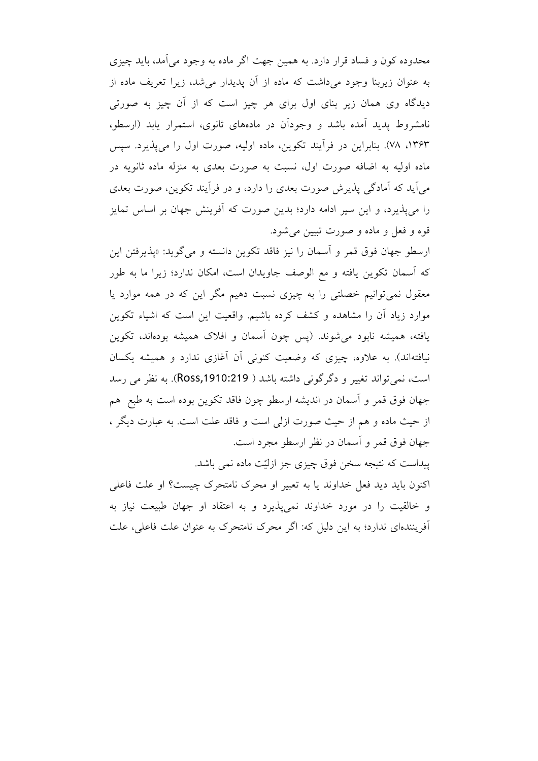محدوده کون و فساد قرار دارد. به همین جهت اگر ماده به وجود می‌آمد، باید چیزی به عنوان زیربنا وجود می‌داشت که ماده از آن پدیدار می‌شد، زیرا تعریف ماده از دیدگاه وی همان زیر بنای اول برای هر چیز است که از آن چیز به صورتی نامشروط پدید آمده باشد و وجودآن در ماده‌های ثانوی، استمرار یابد (ارسطو، ۱۳۶۳، ۷۸). بنابراین در فرآیند تکوین، ماده اولیه، صورت اول را می‌پذیرد. سپس ماده اولیه به اضافه صورت اول، نسبت به صورت بعدی به منزله ماده ثانویه در می‌آید که آمادگی پذیرش صورت بعدی را دارد، و در فرآیند تکوین، صورت بعدی را می‌پذیرد، و این سیر ادامه دارد؛ بدین صورت که آفرینش جهان بر اساس تمایز قوه و فعل و ماده و صورت تبیین می‌شود.

ارسطو جهان فوق قمر و آسمان را نیز فاقد تکوین دانسته و می‌گوید: «پذیرفتن این که آسمان تکوین یافته و مع الوصف جاویدان است، امکان ندارد؛ زیرا ما به طور معقول نمی‌توانیم خصلتی را به چیزی نسبت دهیم مگر این که در همه موارد یا موارد زیاد آن را مشاهده و کشف کرده باشیم. واقعیت این است که اشیاء تکوین یافته، همیشه نابود می‌شوند. (پس چون آسمان و افلاک همیشه بوده‌اند، تکوین نیافته‌اند). به علاوه، چیزی که وضعیت کنونی آن آغازی ندارد و همیشه یکسان است، نمی‌تواند تغییر و دگرگونی داشته باشد ( Ross,1910:219). به نظر می رسد جهان فوق قمر و آسمان در اندیشه ارسطو چون فاقد تکوین بوده است به طبع هم از حیث ماده و هم از حیث صورت ازلی است و فاقد علت است. به عبارت دیگر ، جهان فوق قمر و آسمان در نظر ارسطو مجرد است.

پیداست که نتیجه سخن فوق چیزی جز ازلیّت ماده نمی باشد.

اکنون باید دید فعل خداوند یا به تعبیر او محرک نامتحرک چیست؟ او علت فاعلی و خالقیت را در مورد خداوند نمی‌پذیرد و به اعتقاد او جهان طبیعت نیاز به آفریننده‌ای ندارد؛ به این دلیل که: اگر محرک نامتحرک به عنوان علت فاعلی، علت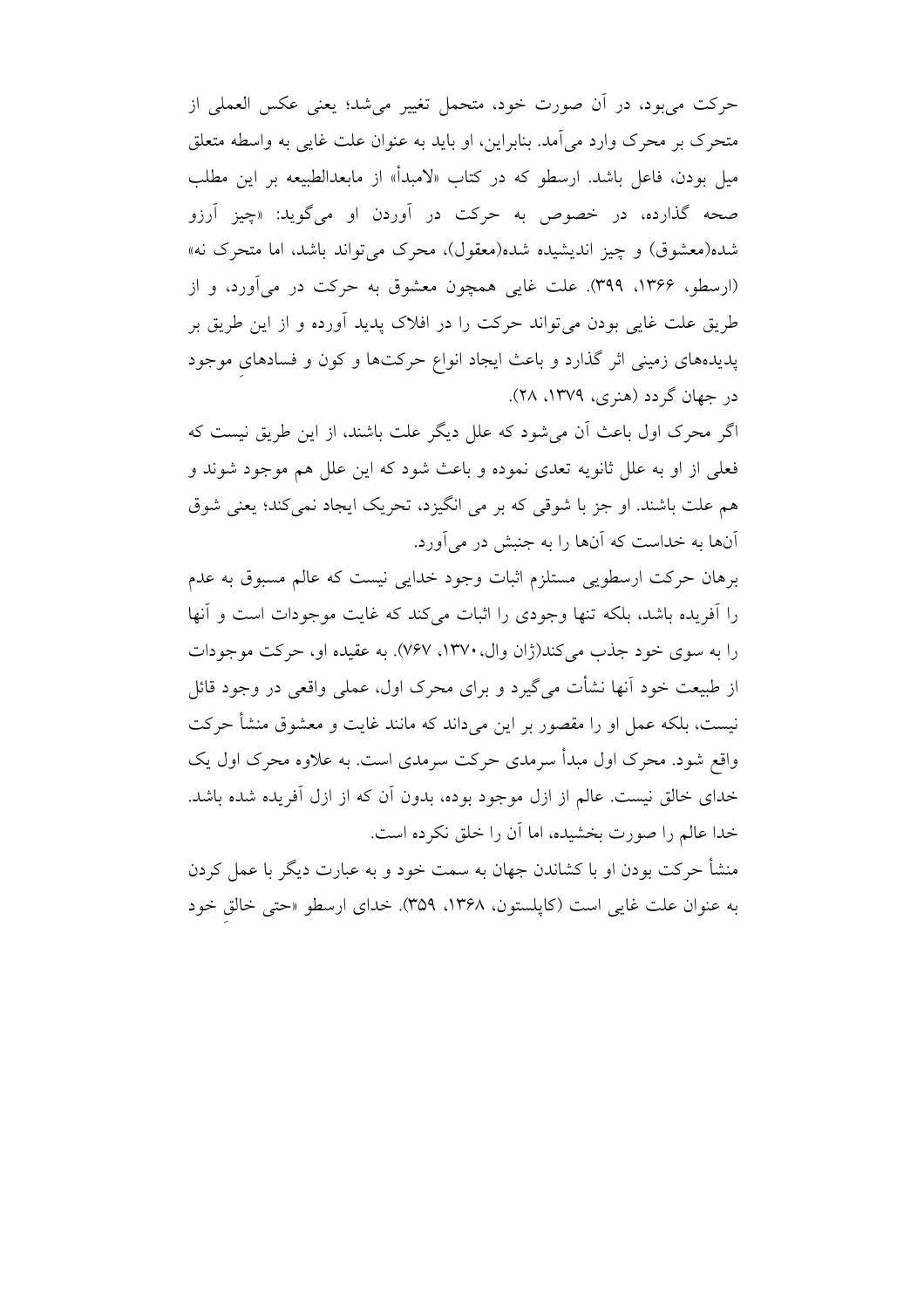حرکت می‌بود، در آن صورت خود، متحمل تغییر می‌شد؛ یعنی عکس العملی از متحرک بر محرک وارد می‌آمد. بنابراین، او باید به عنوان علت غایی به واسطه متعلق میل بودن، فاعل باشد. ارسطو که در کتاب «لامبدأ» از مابعدالطبیعه بر این مطلب صحه گذارده، در خصوص به حرکت در آوردن او می‌گوید: «چیز آرزو شده(معشوق) و چیز اندیشیده شده(معقول)، محرک می‌تواند باشد، اما متحرک نه» (ارسطو، ۱۳۶۶، ۳۹۹). علت غایی همچون معشوق به حرکت در می‌آورد، و از طریق علت غایی بودن می‌تواند حرکت را در افلاک پدید آورده و از این طریق بر پدیده‌های زمینی اثر گذارد و باعث ایجاد انواع حرکت‌ها و کون و فسادهایِ موجود در جهان گردد (هنری، ۱۳۷۹، ۲۸).

اگر محرک اول باعث آن می‌شود که علل دیگر علت باشند، از این طریق نیست که فعلی از او به علل ثانویه تعدی نموده و باعث شود که این علل هم موجود شوند و هم علت باشند. او جز با شوقی که بر می انگیزد، تحریک ایجاد نمی‌کند؛ یعنی شوق آنها به خداست که آنها را به جنبش در می‌آورد.

برهان حرکت ارسطویی مستلزم اثبات وجود خدایی نیست که عالم مسبوق به عدم را آفریده باشد، بلکه تنها وجودی را اثبات می‌کند که غایت موجودات است و آنها را به سوی خود جذب می‌کند(ژان وال،۱۳۷۰، ۷۶۷). به عقیده او، حرکت موجودات از طبیعت خود آنها نشأت می‌گیرد و برای محرک اول، عملی واقعی در وجود قائل نیست، بلکه عمل او را مقصور بر این می‌داند که مانند غایت و معشوق منشأ حرکت واقع شود. محرک اول مبدأ سرمدی حرکت سرمدی است. به علاوه محرک اول یک خدای خالق نیست. عالم از ازل موجود بوده، بدون آن که از ازل آفریده شده باشد. خدا عالم را صورت بخشیده، اما آن را خلق نکرده است.

منشأ حرکت بودن او با کشاندن جهان به سمت خود و به عبارت دیگر با عمل کردن به عنوان علت غایی است (کاپلستون، ۱۳۶۸، ۳۵۹). خدای ارسطو «حتی خالقِ خود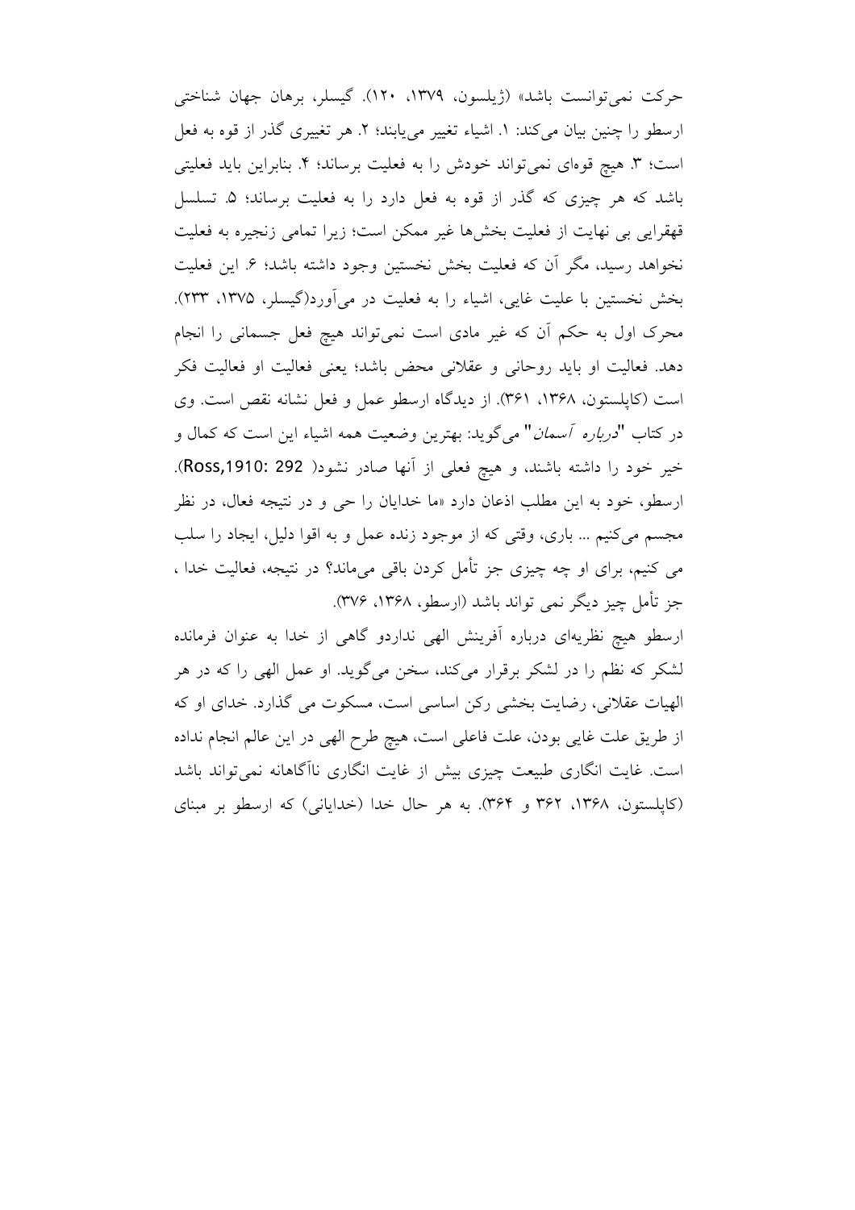حرکت نمی‌توانست باشد» (ژیلسون، ۱۳۷۹، ۱۲۰). گیسلر، برهان جهان شناختی ارسطو را چنین بیان می‌کند: ۱. اشیاء تغییر می‌یابند؛ ۲. هر تغییری گذر از قوه به فعل است؛ ۳. هیچ قوه‌ای نمی‌تواند خودش را به فعلیت برساند؛ ۴. بنابراین باید فعلیتی باشد که هر چیزی که گذر از قوه به فعل دارد را به فعلیت برساند؛ ۵. تسلسل قهقرایی بی نهایت از فعلیت بخش‌ها غیر ممکن است؛ زیرا تمامی زنجیره به فعلیت نخواهد رسید، مگر آن که فعلیت بخش نخستین وجود داشته باشد؛ ۶. این فعلیت بخش نخستین با علیت غایی، اشیاء را به فعلیت در می‌آورد(گیسلر، ۱۳۷۵، ۲۳۳). محرک اول به حکم آن که غیر مادی است نمی‌تواند هیچ فعل جسمانی را انجام دهد. فعالیت او باید روحانی و عقلانی محض باشد؛ یعنی فعالیت او فعالیت فکر است (کاپلستون، ۱۳۶۸، ۳۶۱). از دیدگاه ارسطو عمل و فعل نشانه نقص است. وی در کتاب "*درباره آسمان*" می‌گوید: بهترین وضعیت همه اشیاء این است که کمال و خیر خود را داشته باشند، و هیچ فعلی از آنها صادر نشود( Ross,1910: 292). ارسطو، خود به این مطلب اذعان دارد «ما خدایان را حی و در نتیجه فعال، در نظر مجسم می‌کنیم ... باری، وقتی که از موجود زنده عمل و به اقوا دلیل، ایجاد را سلب می کنیم، برای او چه چیزی جز تأمل کردن باقی می‌ماند؟ در نتیجه، فعالیت خدا ، جز تأمل چیز دیگر نمی تواند باشد (ارسطو، ۱۳۶۸، ۳۷۶).

ارسطو هیچ نظریه‌ای درباره آفرینش الهی نداردو گاهی از خدا به عنوان فرمانده لشکر که نظم را در لشکر برقرار می‌کند، سخن می‌گوید. او عمل الهی را که در هر الهیات عقلانی، رضایت بخشی رکن اساسی است، مسکوت می گذارد. خدای او که از طریق علت غایی بودن، علت فاعلی است، هیچ طرح الهی در این عالم انجام نداده است. غایت انگاری طبیعت چیزی بیش از غایت انگاری ناآگاهانه نمی‌تواند باشد (کاپلستون، ۱۳۶۸، ۳۶۲ و ۳۶۴). به هر حال خدا (خدایانی) که ارسطو بر مبنای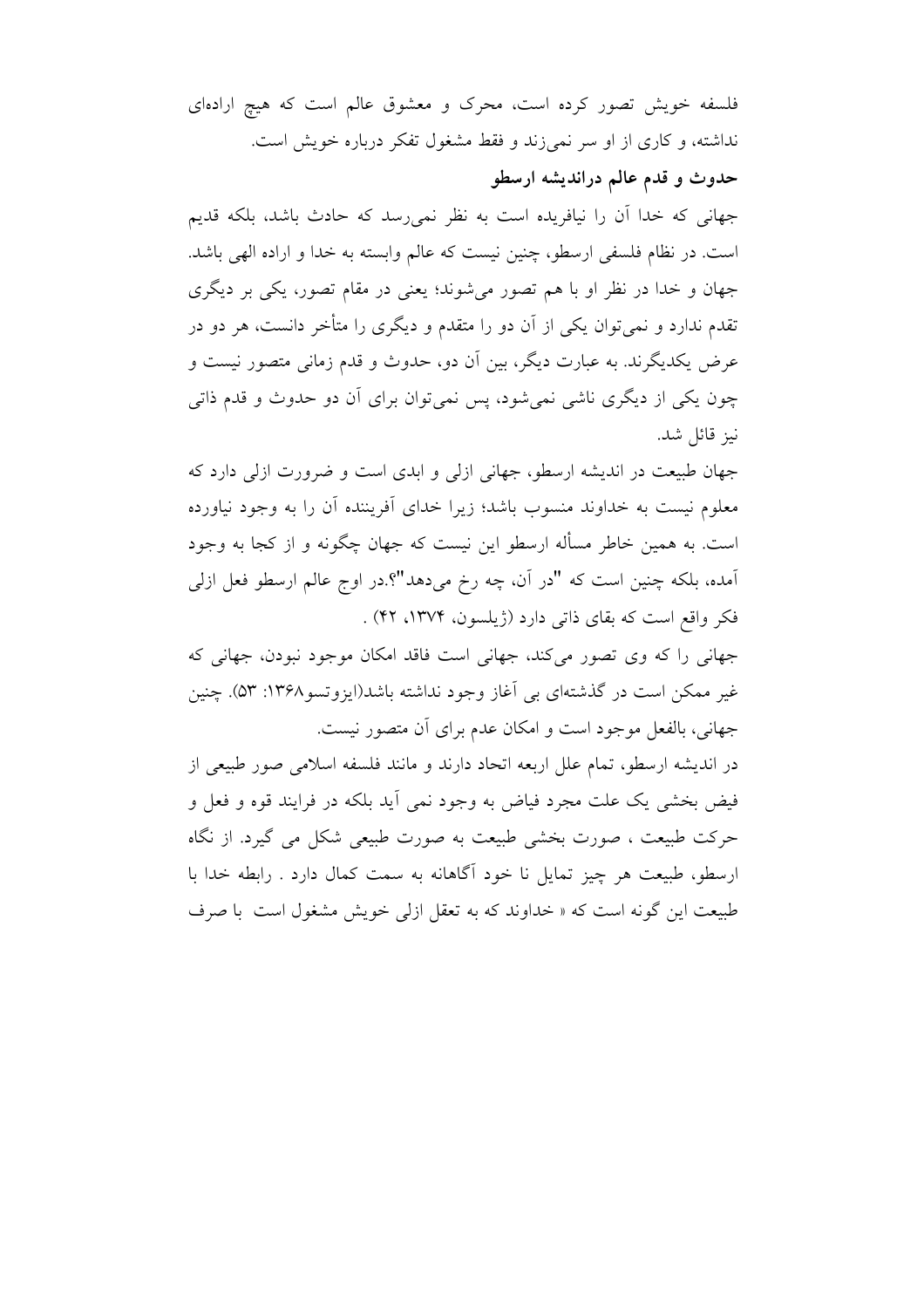فلسفه خویش تصور کرده است، محرک و معشوق عالم است که هیچ اراده‌ای نداشته، و کاری از او سر نمی‌زند و فقط مشغول تفکر درباره خویش است.

### حدوث و قدم عالم دراندیشه ارسطو

جهانی که خدا آن را نیافریده است به نظر نمی‌رسد که حادث باشد، بلکه قدیم است. در نظام فلسفی ارسطو، چنین نیست که عالم وابسته به خدا و اراده الهی باشد. جهان و خدا در نظر او با هم تصور می‌شوند؛ یعنی در مقام تصور، یکی بر دیگری تقدم ندارد و نمی‌توان یکی از آن دو را متقدم و دیگری را متأخر دانست، هر دو در عرض یکدیگرند. به عبارت دیگر، بین آن دو، حدوث و قدم زمانی متصور نیست و چون یکی از دیگری ناشی نمی‌شود، پس نمی‌توان برای آن دو حدوث و قدم ذاتی نیز قائل شد.

جهان طبیعت در اندیشه ارسطو، جهانی ازلی و ابدی است و ضرورت ازلی دارد که معلوم نیست به خداوند منسوب باشد؛ زیرا خدای آفریننده آن را به وجود نیاورده است. به همین خاطر مسأله ارسطو این نیست که جهان چگونه و از کجا به وجود آمده، بلکه چنین است که "در آن، چه رخ می‌دهد"؟.در اوج عالم ارسطو فعل ازلی فکر واقع است که بقای ذاتی دارد (ژیلسون، ۱۳۷۴، ۴۲) .

جهانی را که وی تصور می‌کند، جهانی است فاقد امکان موجود نبودن، جهانی که غیر ممکن است در گذشته‌ای بی آغاز وجود نداشته باشد(ایزوتسو۱۳۶۸: ۵۳). چنین جهانی، بالفعل موجود است و امکان عدم برای آن متصور نیست.

در اندیشه ارسطو، تمام علل اربعه اتحاد دارند و مانند فلسفه اسلامی صور طبیعی از فیض بخشی یک علت مجرد فیاض به وجود نمی آید بلکه در فرایند قوه و فعل و حرکت طبیعت ، صورت بخشی طبیعت به صورت طبیعی شکل می گیرد. از نگاه ارسطو، طبیعت هر چیز تمایل نا خود آگاهانه به سمت کمال دارد . رابطه خدا با طبیعت این گونه است که « خداوند که به تعقل ازلی خویش مشغول است با صرف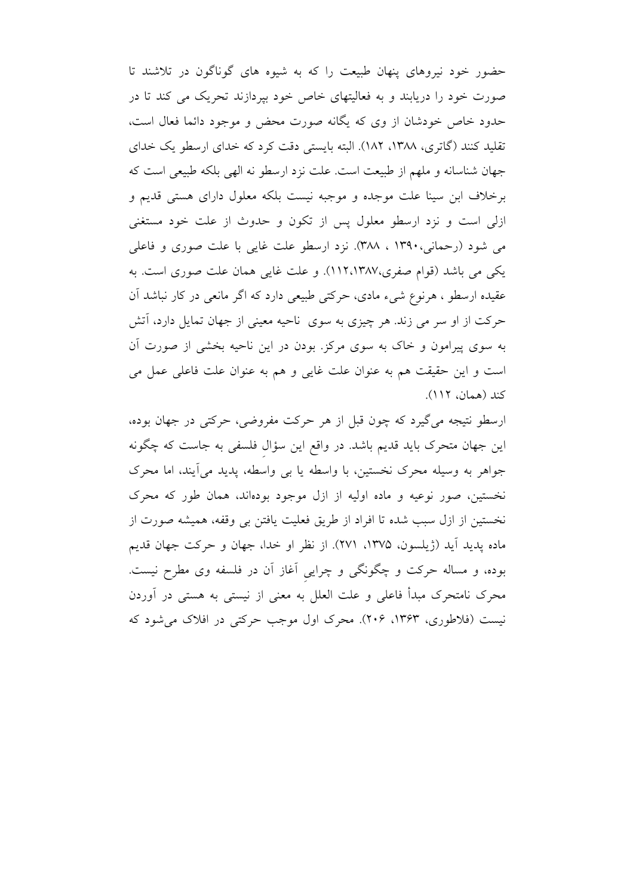حضور خود نیروهای پنهان طبیعت را که به شیوه های گوناگون در تلاشند تا صورت خود را دریابند و به فعالیتهای خاص خود بپردازند تحریک می کند تا در حدود خاص خودشان از وی که یگانه صورت محض و موجود دائما فعال است، تقلید کنند (گاتری، ۱۳۸۸، ۱۸۲). البته بایستی دقت کرد که خدای ارسطو یک خدای جهان شناسانه و ملهم از طبیعت است. علت نزد ارسطو نه الهی بلکه طبیعی است که برخلاف ابن سینا علت موجده و موجبه نیست بلکه معلول دارای هستی قدیم و ازلی است و نزد ارسطو معلول پس از تکون و حدوث از علت خود مستغنی می شود (رحمانی،۱۳۹۰ ، ۳۸۸). نزد ارسطو علت غایی با علت صوری و فاعلی یکی می باشد (قوام صفری،۱۳۸۷،۱۱۲). و علت غایی همان علت صوری است. به عقیده ارسطو ، هرنوع شیء مادی، حرکتی طبیعی دارد که اگر مانعی در کار نباشد آن حرکت از او سر می زند. هر چیزی به سوی ناحیه معینی از جهان تمایل دارد، آتش به سوی پیرامون و خاک به سوی مرکز. بودن در این ناحیه بخشی از صورت آن است و این حقیقت هم به عنوان علت غایی و هم به عنوان علت فاعلی عمل می کند (همان، ۱۱۲).

ارسطو نتیجه می‌گیرد که چون قبل از هر حرکت مفروضی، حرکتی در جهان بوده، این جهان متحرک باید قدیم باشد. در واقع این سؤالِ فلسفی به جاست که چگونه جواهر به وسیله محرک نخستین، با واسطه یا بی واسطه، پدید می‌آیند، اما محرک نخستین، صور نوعیه و ماده اولیه از ازل موجود بوده‌اند، همان طور که محرک نخستین از ازل سبب شده تا افراد از طریق فعلیت یافتن بی وقفه، همیشه صورت از ماده پدید آید (ژیلسون، ۱۳۷۵، ۲۷۱). از نظر او خدا، جهان و حرکت جهان قدیم بوده، و مساله حرکت و چگونگی و چراییِ آغاز آن در فلسفه وی مطرح نیست. محرک نامتحرک مبدأ فاعلی و علت العلل به معنی از نیستی به هستی در آوردن نیست (فلاطوری، ۱۳۶۳، ۲۰۶). محرک اول موجب حرکتی در افلاک می‌شود که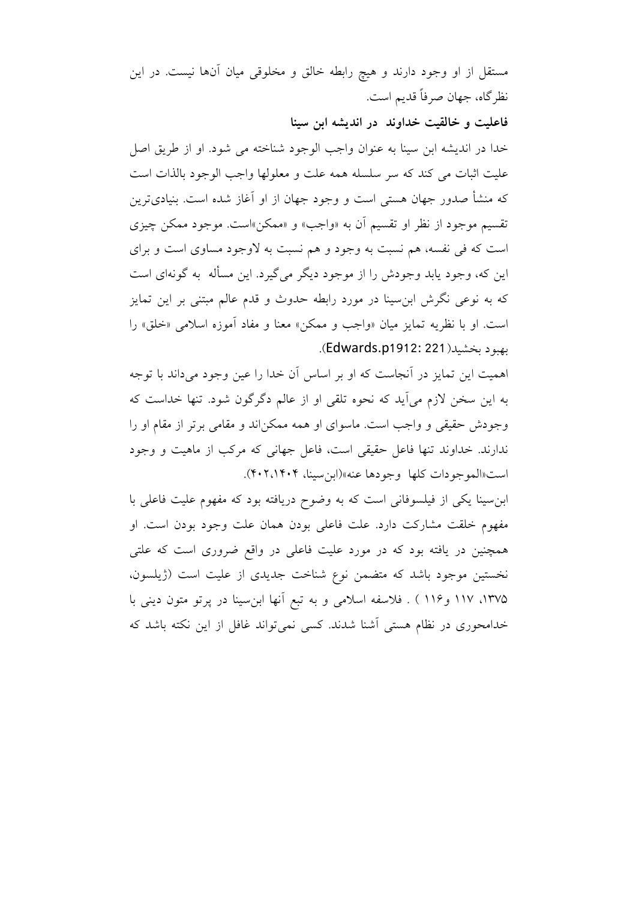مستقل از او وجود دارند و هیچ رابطه خالق و مخلوقی میان آن‌ها نیست. در این نظرگاه، جهان صرفاً قدیم است.

**فاعلیت و خالقیت خداوند در اندیشه ابن سینا**

خدا در اندیشه ابن سینا به عنوان واجب الوجود شناخته می شود. او از طریق اصل علیت اثبات می کند که سر سلسله همه علت و معلولها واجب الوجود بالذات است که منشأ صدور جهان هستی است و وجود جهان از او آغاز شده است. بنیادی‌ترین تقسیم موجود از نظر او تقسیم آن به «واجب» و «ممکن»است. موجود ممکن چیزی است که فی نفسه، هم نسبت به وجود و هم نسبت به لاوجود مساوی است و برای این که، وجود یابد وجودش را از موجود دیگر می‌گیرد. این مسأله به گونه‌ای است که به نوعی نگرش ابن‌سینا در مورد رابطه حدوث و قدم عالم مبتنی بر این تمایز است. او با نظریه تمایز میان «واجب و ممکن» معنا و مفاد آموزه اسلامی «خلق» را بهبود بخشید(Edwards.p1912: 221).

اهمیت این تمایز در آنجاست که او بر اساس آن خدا را عین وجود می‌داند با توجه به این سخن لازم می‌آید که نحوه تلقی او از عالم دگرگون شود. تنها خداست که وجودش حقیقی و واجب است. ماسوای او همه ممکن‌اند و مقامی برتر از مقام او را ندارند. خداوند تنها فاعل حقیقی است، فاعل جهانی که مرکب از ماهیت و وجود است«الموجودات کلها وجودها عنه»(ابن‌سینا، ۱۴۰۴،۴۰۲).

ابن‌سینا یکی از فیلسوفانی است که به وضوح دریافته بود که مفهوم علیت فاعلی با مفهوم خلقت مشارکت دارد. علت فاعلی بودن همان علت وجود بودن است. او همچنین در یافته بود که در مورد علیت فاعلی در واقع ضروری است که علتی نخستین موجود باشد که متضمن نوع شناخت جدیدی از علیت است (ژیلسون، ۱۳۷۵، ۱۱۷ و۱۱۶ ) . فلاسفه اسلامی و به تبع آنها ابن‌سینا در پرتو متون دینی با خدامحوری در نظام هستی آشنا شدند. کسی نمی‌تواند غافل از این نکته باشد که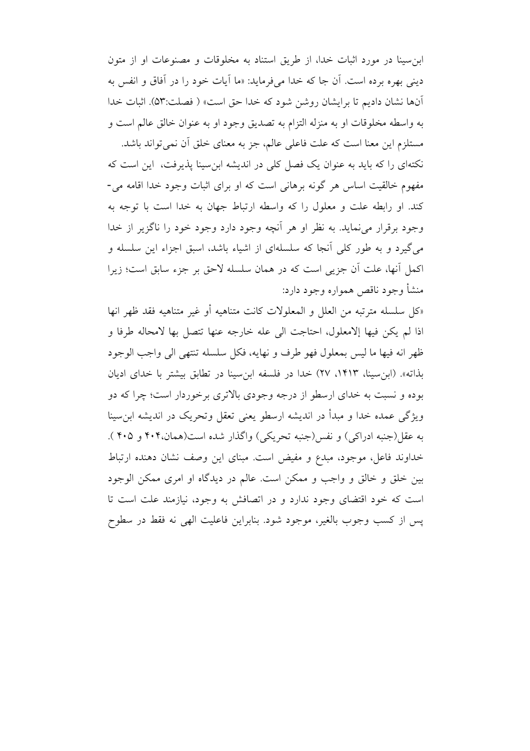ابن‌سینا در مورد اثبات خدا، از طریق استناد به مخلوقات و مصنوعات او از متون دینی بهره برده است. آن جا که خدا می‌فرماید: «ما آیات خود را در آفاق و انفس به آن‌ها نشان دادیم تا برایشان روشن شود که خدا حق است» ( فصلت:۵۳). اثبات خدا به واسطه مخلوقات او به منزله التزام به تصدیق وجود او به عنوان خالق عالم است و مستلزم این معنا است که علت فاعلی عالم، جز به معنای خلق آن نمی‌تواند باشد.

نکته‌ای را که باید به عنوان یک فصل کلی در اندیشه ابن‌سینا پذیرفت، این است که مفهوم خالقیت اساس هر گونه برهانی است که او برای اثبات وجود خدا اقامه می‌کند. او رابطه علت و معلول را که واسطه ارتباط جهان به خدا است با توجه به وجود برقرار می‌نماید. به نظر او هر آنچه وجود دارد وجود خود را ناگزیر از خدا می‌گیرد و به طور کلی آنجا که سلسله‌ای از اشیاء باشد، اسبق اجزاء این سلسله و اکمل آنها، علت آن جزیی است که در همان سلسله لاحق بر جزء سابق است؛ زیرا منشأ وجود ناقص همواره وجود دارد:

«کل سلسله مترتبه من العلل و المعلولات کانت متناهیه أو غیر متناهیه فقد ظهر انها اذا لم یکن فیها إلامعلول، احتاجت الی عله خارجه عنها تتصل بها لامحاله طرفا و ظهر انه فیها ما لیس بمعلول فهو طرف و نهایه، فکل سلسله تنتهی الی واجب الوجود بذاته». (ابن‌سینا، ۱۴۱۳، ۲۷) خدا در فلسفه ابن‌سینا در تطابق بیشتر با خدای ادیان بوده و نسبت به خدای ارسطو از درجه وجودی بالاتری برخوردار است؛ چرا که دو ویژگی عمده خدا و مبدأ در اندیشه ارسطو یعنی تعقل وتحریک در اندیشه ابن‌سینا به عقل(جنبه ادراکی) و نفس(جنبه تحریکی) واگذار شده است(همان،۴۰۴ و ۴۰۵ ). خداوند فاعل، موجود، مبدع و مفیض است. مبنای این وصف نشان دهنده ارتباط بین خلق و خالق و واجب و ممکن است. عالم در دیدگاه او امری ممکن الوجود است که خود اقتضای وجود ندارد و در اتصافش به وجود، نیازمند علت است تا پس از کسب وجوب بالغیر، موجود شود. بنابراین فاعلیت الهی نه فقط در سطوح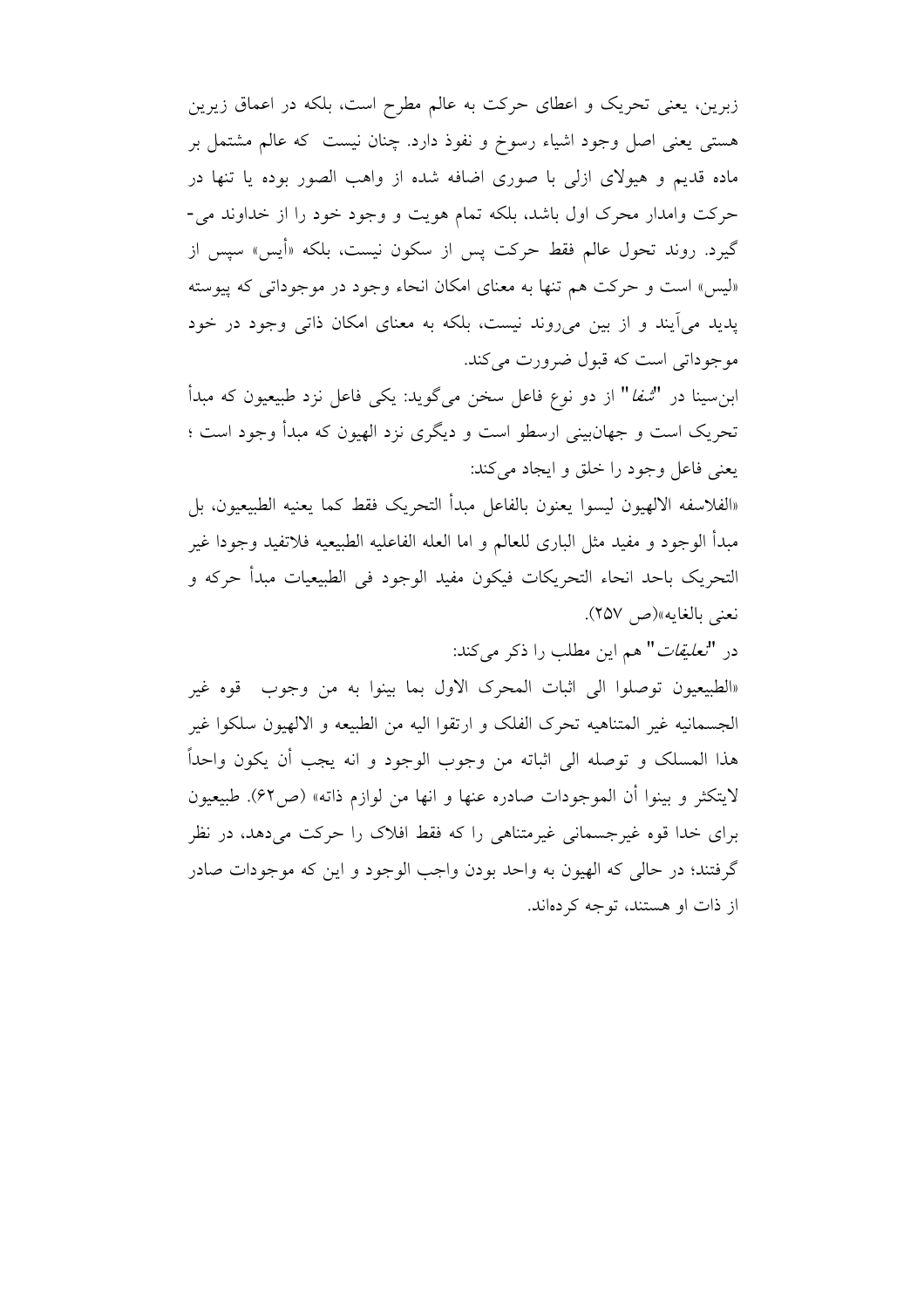زبرین، یعنی تحریک و اعطای حرکت به عالم مطرح است، بلکه در اعماق زیرین هستی یعنی اصل وجود اشیاء رسوخ و نفوذ دارد. چنان نیست  که عالم مشتمل بر ماده قدیم و هیولای ازلی با صوری اضافه شده از واهب الصور بوده یا تنها در حرکت وامدار محرک اول باشد، بلکه تمام هویت و وجود خود را از خداوند می-گیرد. روند تحول عالم فقط حرکت پس از سکون نیست، بلکه «أیس» سپس از «لیس» است و حرکت هم تنها به معنای امکان انحاء وجود در موجوداتی که پیوسته پدید می‌آیند و از بین می‌روند نیست، بلکه به معنای امکان ذاتی وجود در خود موجوداتی است که قبول ضرورت می‌کند.

ابن‌سینا در "*شفا*" از دو نوع فاعل سخن می‌گوید: یکی فاعل نزد طبیعیون که مبدأ تحریک است و جهان‌بینی ارسطو است و دیگری نزد الهیون که مبدأ وجود است ؛ یعنی فاعل وجود را خلق و ایجاد می‌کند:

«الفلاسفه الالهیون لیسوا یعنون بالفاعل مبدأ التحریک فقط کما یعنیه الطبیعیون، بل مبدأ الوجود و مفید مثل الباری للعالم و اما العله الفاعلیه الطبیعیه فلاتفید وجودا غیر التحریک باحد انحاء التحریکات فیکون مفید الوجود فی الطبیعیات مبدأ حرکه و نعنی بالغایه»(ص ۲۵۷).

در "*تعلیقات*" هم این مطلب را ذکر می‌کند:

«الطبیعیون توصلوا الی اثبات المحرک الاول بما بینوا به من وجوب  قوه غیر الجسمانیه غیر المتناهیه تحرک الفلک و ارتقوا الیه من الطبیعه و الالهیون سلکوا غیر هذا المسلک و توصله الی اثباته من وجوب الوجود و انه یجب أن یکون واحداً لایتکثر و بینوا أن الموجودات صادره عنها و انها من لوازم ذاته» (ص۶۲). طبیعیون برای خدا قوه غیرجسمانی غیرمتناهی را که فقط افلاک را حرکت می‌دهد، در نظر گرفتند؛ در حالی که الهیون به واحد بودن واجب الوجود و این که موجودات صادر از ذات او هستند، توجه کرده‌اند.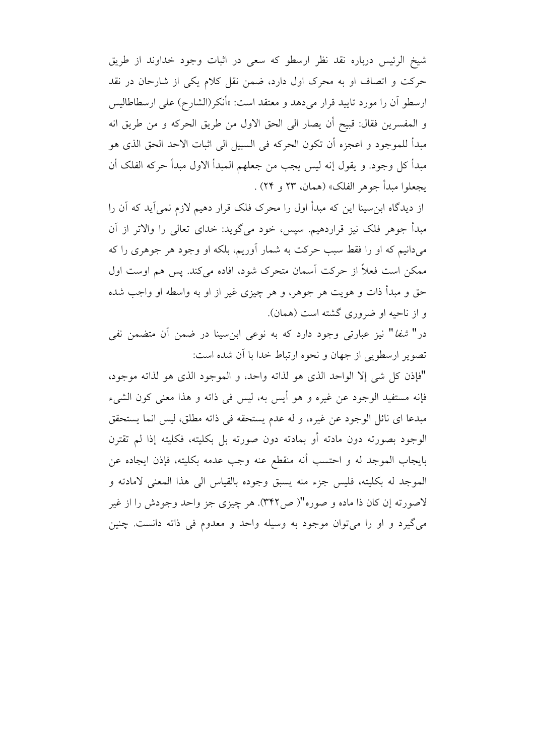شیخ الرئیس درباره نقد نظر ارسطو که سعی در اثبات وجود خداوند از طریق حرکت و اتصاف او به محرک اول دارد، ضمن نقل کلام یکی از شارحان در نقد ارسطو آن را مورد تایید قرار می‌دهد و معتقد است: «أنکر(الشارح) علی ارسطاطالیس و المفسرین فقال: قبیح أن یصار الی الحق الاول من طریق الحرکه و من طریق انه مبدأ للموجود و اعجزه أن تکون الحرکه فی السبیل الی اثبات الاحد الحق الذی هو مبدأ کل وجود. و یقول إنه لیس یجب من جعلهم المبدأ الاول مبدأ حرکه الفلک أن یجعلوا مبدأ جوهر الفلک» (همان، ۲۳ و ۲۴) .

از دیدگاه ابن‌سینا این که مبدأ اول را محرک فلک قرار دهیم لازم نمی‌آید که آن را مبدأ جوهر فلک نیز قراردهیم. سپس، خود می‌گوید: خدای تعالی را والاتر از آن می‌دانیم که او را فقط سبب حرکت به شمار آوریم، بلکه او وجود هر جوهری را که ممکن است فعلاً از حرکت آسمان متحرک شود، افاده می‌کند. پس هم اوست اول حق و مبدأ ذات و هویت هر جوهر، و هر چیزی غیر از او به واسطه او واجب شده و از ناحیه او ضروری گشته است (همان).

در" *شفا*" نیز عبارتی وجود دارد که به نوعی ابن‌سینا در ضمن آن متضمن نفی تصویر ارسطویی از جهان و نحوه ارتباط خدا با آن شده است:

"فإذن کل شی إلا الواحد الذی هو لذاته واحد، و الموجود الذی هو لذاته موجود، فإنه مستفید الوجود عن غیره و هو أیس به، لیس فی ذاته و هذا معنی کون الشیء مبدعا ای نائل الوجود عن غیره، و له عدم یستحقه فی ذاته مطلق، لیس انما یستحقق الوجود بصورته دون مادته أو بمادته دون صورته بل بکلیته، فکلیته إذا لم تقترن بایجاب الموجد له و احتسب أنه منقطع عنه وجب عدمه بکلیته، فإذن ایجاده عن الموجد له بکلیته، فلیس جزء منه یسبق وجوده بالقیاس الی هذا المعنی لامادته و لاصورته إن کان ذا ماده و صوره"( ص۳۴۲). هر چیزی جز واحد وجودش را از غیر می‌گیرد و او را می‌توان موجود به وسیله واحد و معدوم فی ذاته دانست. چنین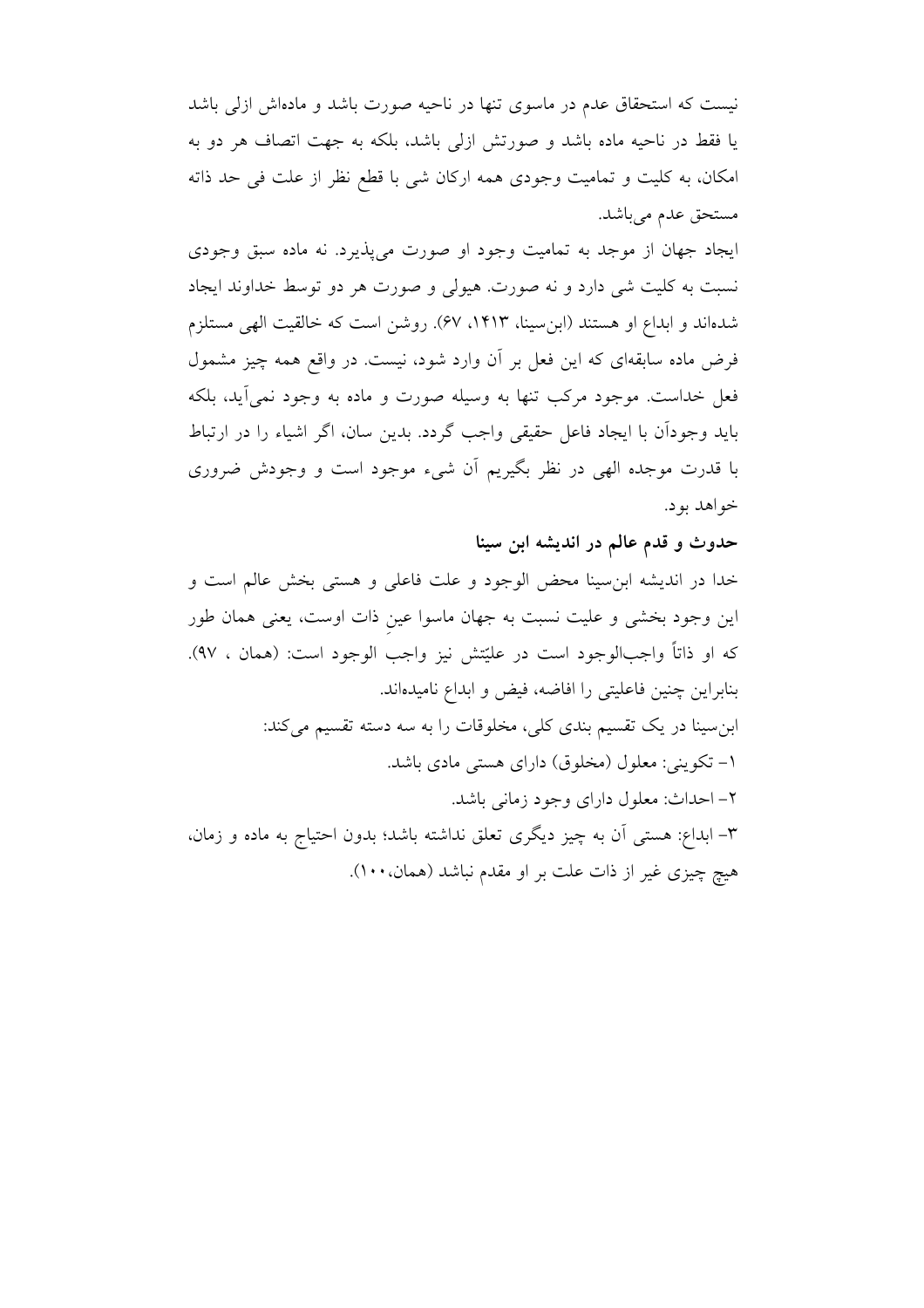نیست که استحقاق عدم در ماسوی تنها در ناحیه صورت باشد و ماده‌اش ازلی باشد یا فقط در ناحیه ماده باشد و صورتش ازلی باشد، بلکه به جهت اتصاف هر دو به امکان، به کلیت و تمامیت وجودی همه ارکان شی با قطع نظر از علت فی حد ذاته مستحق عدم می‌باشد.

ایجاد جهان از موجد به تمامیت وجود او صورت می‌پذیرد. نه ماده سبق وجودی نسبت به کلیت شی دارد و نه صورت. هیولی و صورت هر دو توسط خداوند ایجاد شده‌اند و ابداع او هستند (ابن‌سینا، ۱۴۱۳، ۶۷). روشن است که خالقیت الهی مستلزم فرض ماده سابقه‌ای که این فعل بر آن وارد شود، نیست. در واقع همه چیز مشمول فعل خداست. موجود مرکب تنها به وسیله صورت و ماده به وجود نمی‌آید، بلکه باید وجودآن با ایجاد فاعل حقیقی واجب گردد. بدین سان، اگر اشیاء را در ارتباط با قدرت موجده الهی در نظر بگیریم آن شیء موجود است و وجودش ضروری خواهد بود.

### حدوث و قدم عالم در اندیشه ابن سینا

خدا در اندیشه ابن‌سینا محض الوجود و علت فاعلی و هستی بخش عالم است و این وجود بخشی و علیت نسبت به جهان ماسوا عینِ ذات اوست، یعنی همان طور که او ذاتاً واجب‌الوجود است در علیّتش نیز واجب الوجود است: (همان ، ۹۷). بنابراین چنین فاعلیتی را افاضه، فیض و ابداع نامیده‌اند.

ابن‌سینا در یک تقسیم بندی کلی، مخلوقات را به سه دسته تقسیم می‌کند:

۱- تکوینی: معلول (مخلوق) دارای هستی مادی باشد.

۲- احداث: معلول دارای وجود زمانی باشد.

۳- ابداع: هستی آن به چیز دیگری تعلق نداشته باشد؛ بدون احتیاج به ماده و زمان، هیچ چیزی غیر از ذات علت بر او مقدم نباشد (همان،۱۰۰).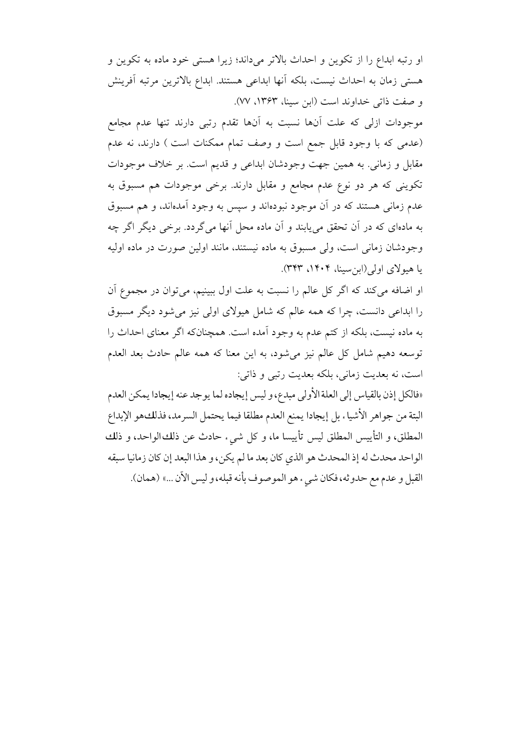او رتبه ابداع را از تکوین و احداث بالاتر می‌داند؛ زیرا هستی خود ماده به تکوین و هستی زمان به احداث نیست، بلکه آنها ابداعی هستند. ابداع بالاترین مرتبه آفرینش و صفت ذاتی خداوند است (ابن سینا، ۱۳۶۳، ۷۷).

موجودات ازلی که علت آنها نسبت به آنها تقدم رتبی دارند تنها عدم مجامع (عدمی که با وجود قابل جمع است و وصف تمام ممکنات است ) دارند، نه عدم مقابل و زمانی. به همین جهت وجودشان ابداعی و قدیم است. بر خلاف موجودات تکوینی که هر دو نوع عدم مجامع و مقابل دارند. برخی موجودات هم مسبوق به عدم زمانی هستند که در آن موجود نبوده‌اند و سپس به وجود آمده‌اند، و هم مسبوق به ماده‌ای که در آن تحقق می‌یابند و آن ماده محل آنها می‌گردد. برخی دیگر اگر چه وجودشان زمانی است، ولی مسبوق به ماده نیستند، مانند اولین صورت در ماده اولیه یا هیولای اولی(ابن‌سینا، ۱۴۰۴، ۳۴۳).

او اضافه می‌کند که اگر کل عالم را نسبت به علت اول ببینیم، می‌توان در مجموع آن را ابداعی دانست، چرا که همه عالم که شامل هیولای اولی نیز می‌شود دیگر مسبوق به ماده نیست، بلکه از کتم عدم به وجود آمده است. همچنان‌که اگر معنای احداث را توسعه دهیم شامل کل عالم نیز می‌شود، به این معنا که همه عالم حادث بعد العدم است، نه بعدیت زمانی، بلکه بعدیت رتبی و ذاتی:

«فالكل إذن بالقياس إلى العلة الأولى مبدع، و ليس إيجاده لما يوجد عنه إيجادا يمكن العدم البتة من جواهر الأشياء، بل إيجادا يمنع العدم مطلقا فيما يحتمل السرمد، فذلك‌هو الإبداع المطلق، و التأييس المطلق ليس تأييسا ما، و كل شيء حادث عن ذلك‌الواحد، و ذلك الواحد محدث له إذ المحدث هو الذي كان بعد ما لم يكن، و هذا البعد إن كان زمانيا سبقه القبل و عدم مع حدوثه، فكان شيء هو الموصوف بأنه قبله، و ليس الآن ...» (همان).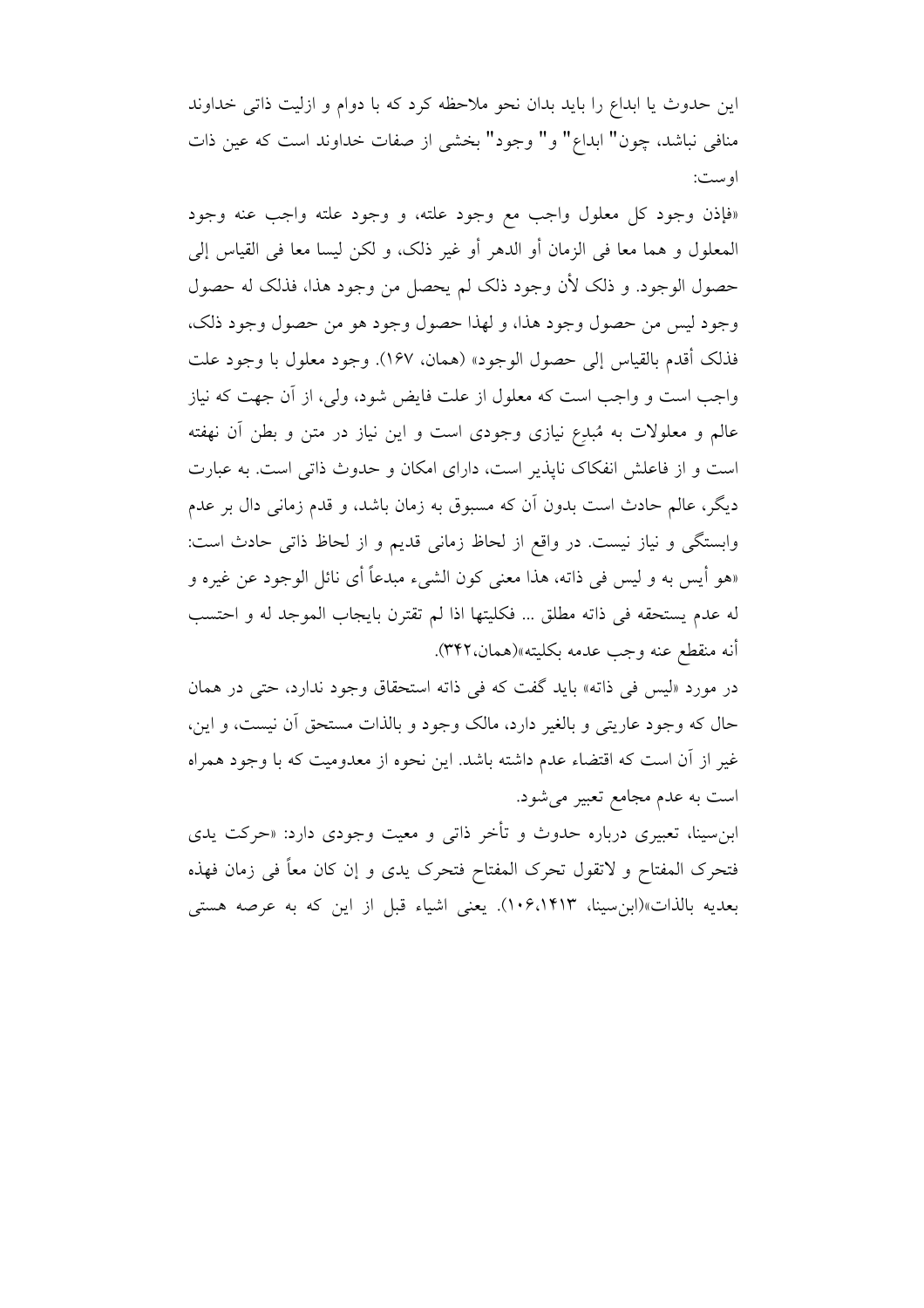این حدوث یا ابداع را باید بدان نحو ملاحظه کرد که با دوام و ازلیت ذاتی خداوند منافی نباشد، چون" ابداع" و" وجود" بخشی از صفات خداوند است که عین ذات اوست:

«فإذن وجود کل معلول واجب مع وجود علته، و وجود علته واجب عنه وجود المعلول و هما معا فی الزمان أو الدهر أو غیر ذلک، و لکن لیسا معا فی القیاس إلی حصول الوجود. و ذلک لأن وجود ذلک لم یحصل من وجود هذا، فذلک له حصول وجود لیس من حصول وجود هذا، و لهذا حصول وجود هو من حصول وجود ذلک، فذلک أقدم بالقیاس إلی حصول الوجود» (همان، ۱۶۷). وجود معلول با وجود علت واجب است و واجب است که معلول از علت فایض شود، ولی، از آن جهت که نیاز عالم و معلولات به مُبدِع نیازی وجودی است و این نیاز در متن و بطن آن نهفته است و از فاعلش انفکاک ناپذیر است، دارای امکان و حدوث ذاتی است. به عبارت دیگر، عالم حادث است بدون آن که مسبوق به زمان باشد، و قدم زمانی دال بر عدم وابستگی و نیاز نیست. در واقع از لحاظ زمانی قدیم و از لحاظ ذاتی حادث است: «هو أیس به و لیس فی ذاته، هذا معنی کون الشیء مبدعاً أی نائل الوجود عن غیره و له عدم یستحقه فی ذاته مطلق ... فکلیتها اذا لم تقترن بایجاب الموجد له و احتسب أنه منقطع عنه وجب عدمه بکلیته»(همان،۳۴۲).

در مورد «لیس فی ذاته» باید گفت که فی ذاته استحقاق وجود ندارد، حتی در همان حال که وجود عاریتی و بالغیر دارد، مالک وجود و بالذات مستحق آن نیست، و این، غیر از آن است که اقتضاء عدم داشته باشد. این نحوه از معدومیت که با وجود همراه است به عدم مجامع تعبیر می‌شود.

ابن‌سینا، تعبیری درباره حدوث و تأخر ذاتی و معیت وجودی دارد: «حرکت یدی فتحرک المفتاح و لاتقول تحرک المفتاح فتحرک یدی و إن کان معاً فی زمان فهذه بعدیه بالذات»(ابن‌سینا، ۱۴۱۳،۱۰۶). یعنی اشیاء قبل از این که به عرصه هستی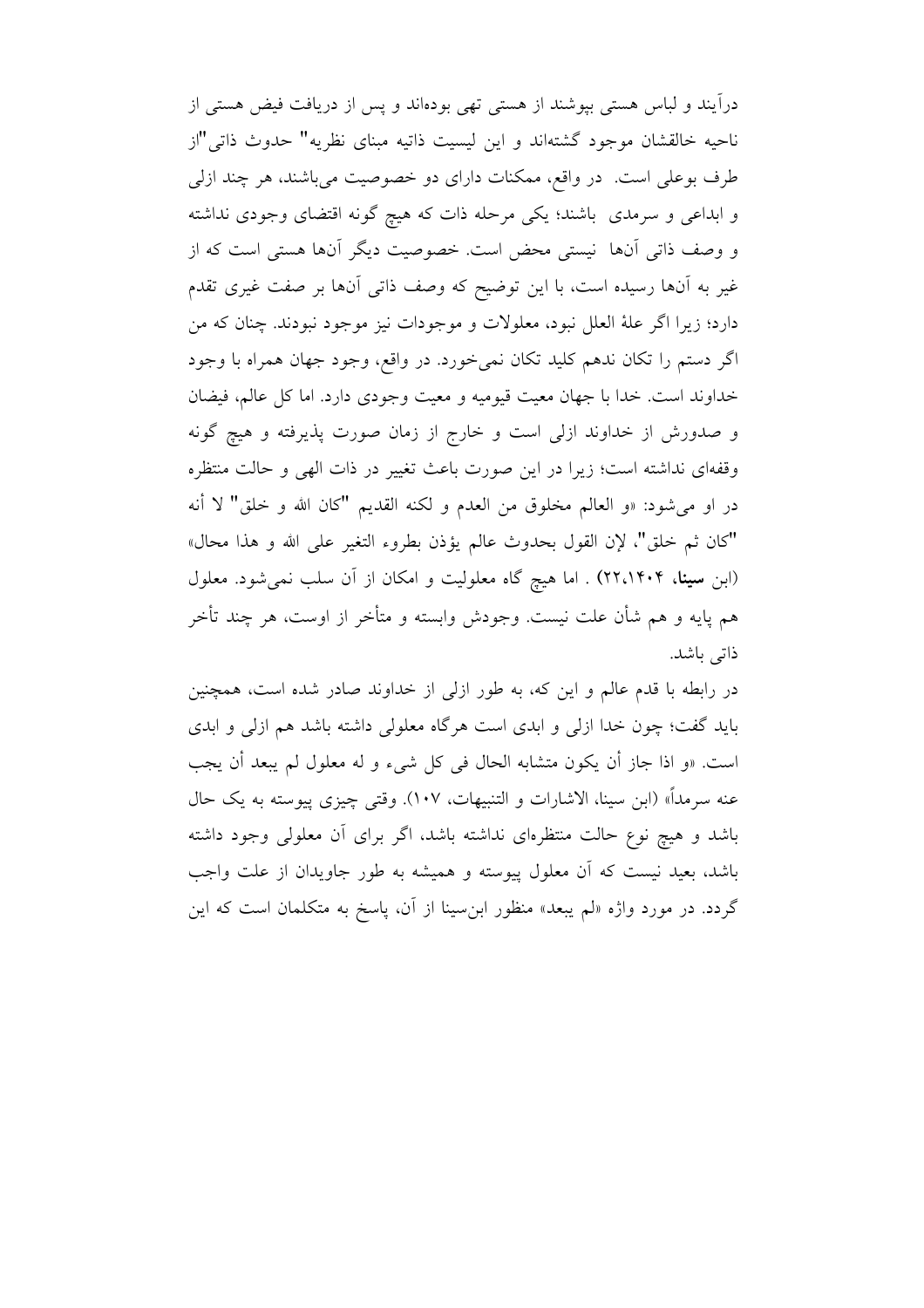درآیند و لباس هستی بپوشند از هستی تهی بوده‌اند و پس از دریافت فیض هستی از ناحیه خالقشان موجود گشته‌اند و این لیسیت ذاتیه مبنای نظریه" حدوث ذاتی"از طرف بوعلی است. در واقع، ممکنات دارای دو خصوصیت می‌باشند، هر چند ازلی و ابداعی و سرمدی باشند؛ یکی مرحله ذات که هیچ گونه اقتضای وجودی نداشته و وصف ذاتی آنها نیستی محض است. خصوصیت دیگر آنها هستی است که از غیر به آنها رسیده است، با این توضیح که وصف ذاتی آنها بر صفت غیری تقدم دارد؛ زیرا اگر علة العلل نبود، معلولات و موجودات نیز موجود نبودند. چنان که من اگر دستم را تکان ندهم کلید تکان نمی‌خورد. در واقع، وجود جهان همراه با وجود خداوند است. خدا با جهان معیت قیومیه و معیت وجودی دارد. اما کل عالم، فیضان و صدورش از خداوند ازلی است و خارج از زمان صورت پذیرفته و هیچ گونه وقفه‌ای نداشته است؛ زیرا در این صورت باعث تغییر در ذات الهی و حالت منتظره در او می‌شود: «و العالم مخلوق من العدم و لکنه القدیم "کان الله و خلق" لا أنه "کان ثم خلق"، لإن القول بحدوث عالم یؤذن بطروء التغیر علی الله و هذا محال» (ابن **سینا**، ۲۲،۱۴۰۴) . اما هیچ گاه معلولیت و امکان از آن سلب نمی‌شود. معلول هم پایه و هم شأن علت نیست. وجودش وابسته و متأخر از اوست، هر چند تأخر ذاتی باشد.

در رابطه با قدم عالم و این که، به طور ازلی از خداوند صادر شده است، همچنین باید گفت؛ چون خدا ازلی و ابدی است هرگاه معلولی داشته باشد هم ازلی و ابدی است. «و اذا جاز أن یکون متشابه الحال فی کل شیء و له معلول لم یبعد أن یجب عنه سرمداً» (ابن سینا، الاشارات و التنبیهات، ۱۰۷). وقتی چیزی پیوسته به یک حال باشد و هیچ نوع حالت منتظره‌ای نداشته باشد، اگر برای آن معلولی وجود داشته باشد، بعید نیست که آن معلول پیوسته و همیشه به طور جاویدان از علت واجب گردد. در مورد واژه «لم یبعد» منظور ابن‌سینا از آن، پاسخ به متکلمان است که این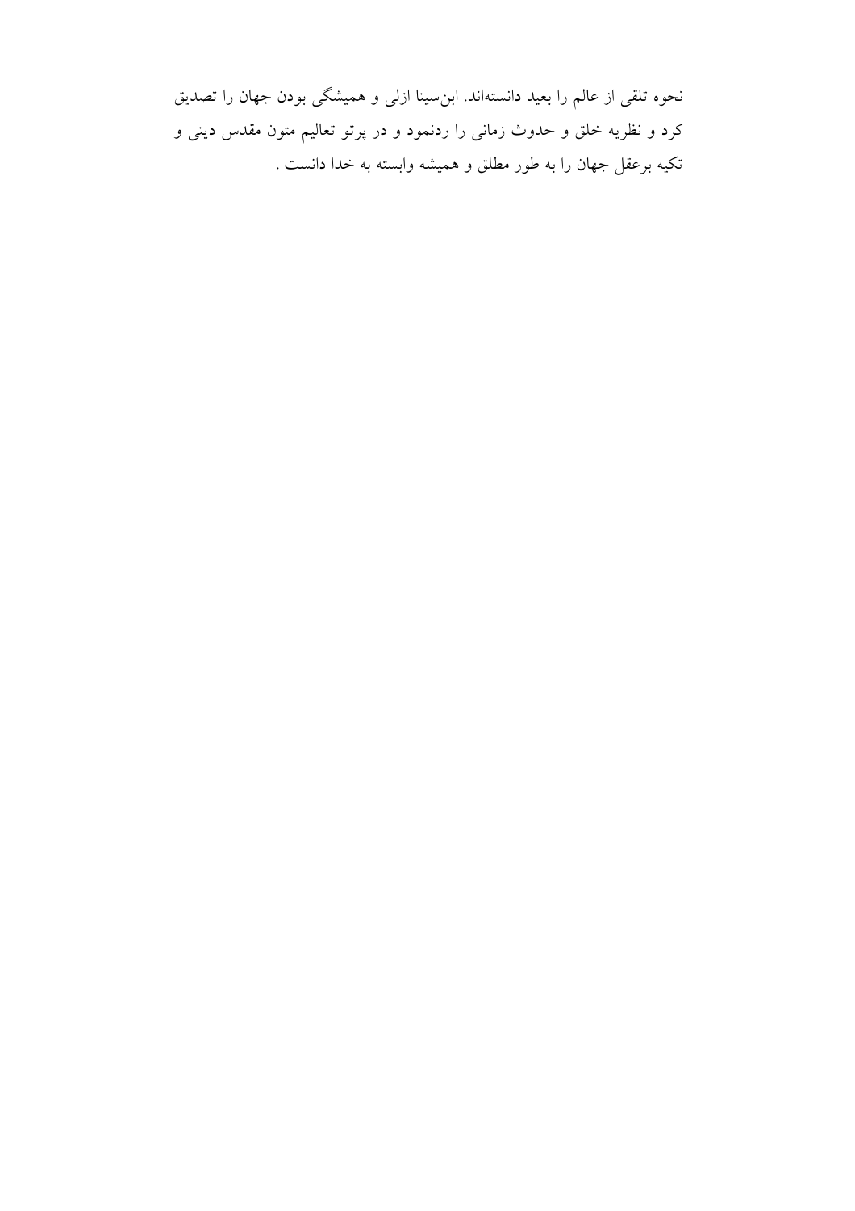نحوه تلقی از عالم را بعید دانسته‌اند. ابن‌سینا ازلی و همیشگی بودن جهان را تصدیق کرد و نظریه خلق و حدوث زمانی را ردنمود و در پرتو تعالیم متون مقدس دینی و تکیه برعقل جهان را به طور مطلق و همیشه وابسته به خدا دانست .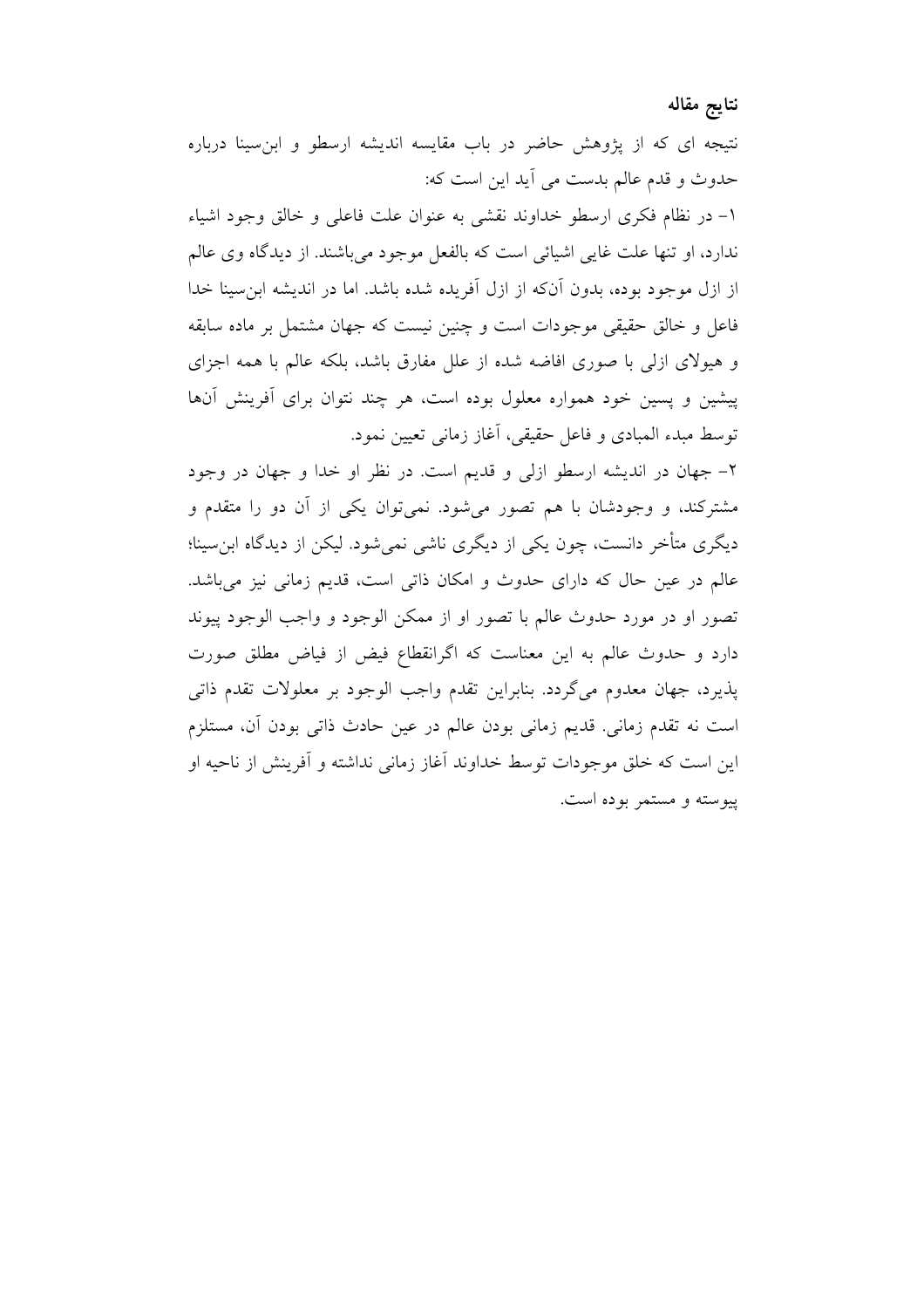## نتایج مقاله

نتیجه ای که از پژوهش حاضر در باب مقایسه اندیشه ارسطو و ابن‌سینا درباره حدوث و قدم عالم بدست می آید این است که:

۱- در نظام فکری ارسطو خداوند نقشی به عنوان علت فاعلی و خالق وجود اشیاء ندارد، او تنها علت غایی اشیائی است که بالفعل موجود می‌باشند. از دیدگاه وی عالم از ازل موجود بوده، بدون آن‌که از ازل آفریده شده باشد. اما در اندیشه ابن‌سینا خدا فاعل و خالق حقیقی موجودات است و چنین نیست که جهان مشتمل بر ماده سابقه و هیولای ازلی با صوری افاضه شده از علل مفارق باشد، بلکه عالم با همه اجزای پیشین و پسین خود همواره معلول بوده است، هر چند نتوان برای آفرینش آن‌ها توسط مبدء المبادی و فاعل حقیقی، آغاز زمانی تعیین نمود.

۲- جهان در اندیشه ارسطو ازلی و قدیم است. در نظر او خدا و جهان در وجود مشترکند، و وجودشان با هم تصور می‌شود. نمی‌توان یکی از آن دو را متقدم و دیگری متأخر دانست، چون یکی از دیگری ناشی نمی‌شود. لیکن از دیدگاه ابن‌سینا؛ عالم در عین حال که دارای حدوث و امکان ذاتی است، قدیم زمانی نیز می‌باشد. تصور او در مورد حدوث عالم با تصور او از ممکن الوجود و واجب الوجود پیوند دارد و حدوث عالم به این معناست که اگرانقطاع فیض از فیاض مطلق صورت پذیرد، جهان معدوم می‌گردد. بنابراین تقدم واجب الوجود بر معلولات تقدم ذاتی است نه تقدم زمانی. قدیم زمانی بودن عالم در عین حادث ذاتی بودن آن، مستلزم این است که خلق موجودات توسط خداوند آغاز زمانی نداشته و آفرینش از ناحیه او پیوسته و مستمر بوده است.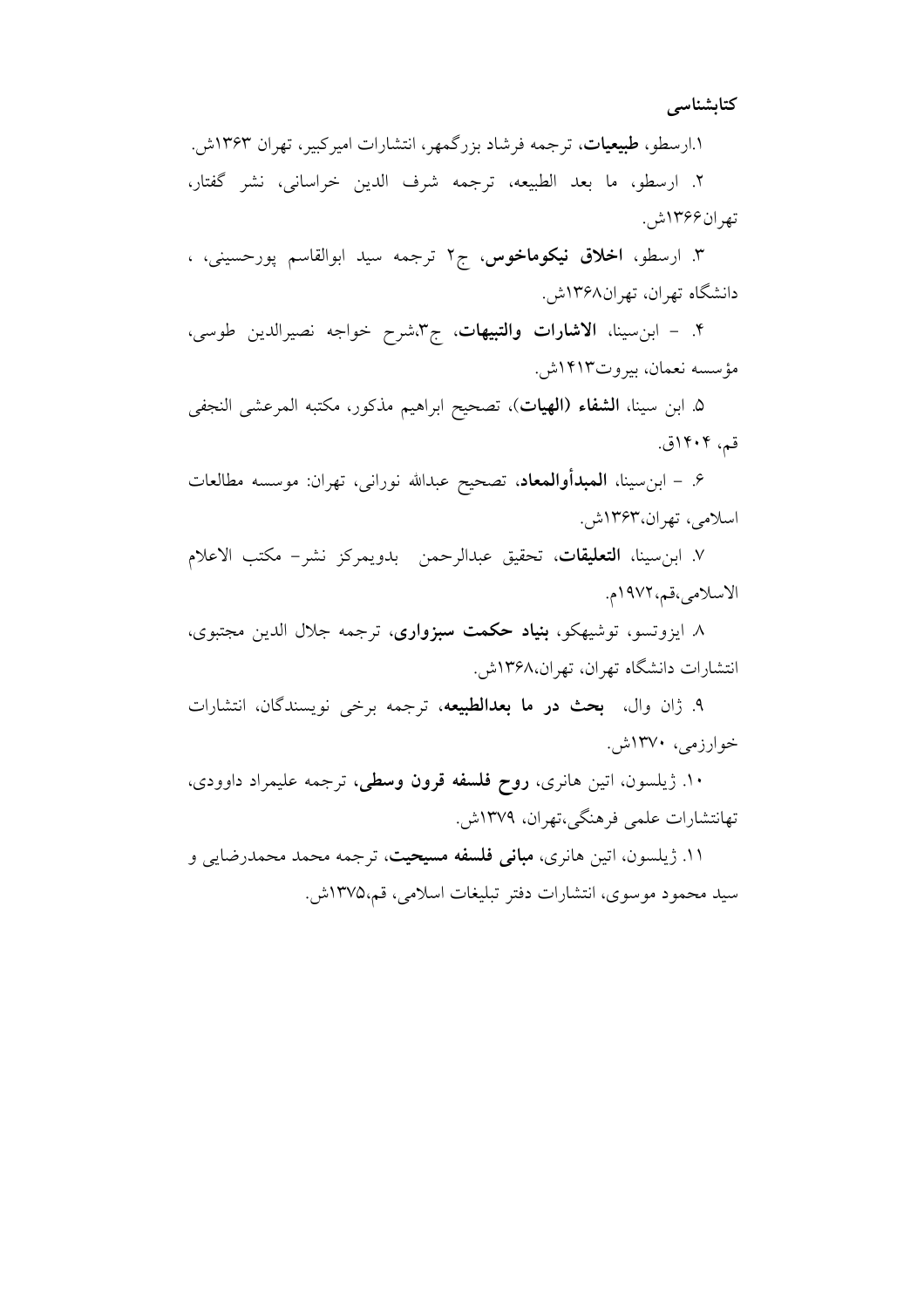**کتابشناسی**

۱.ارسطو، **طبیعیات**، ترجمه فرشاد بزرگمهر، انتشارات امیرکبیر، تهران ۱۳۶۳ش.

۲. ارسطو، ما بعد الطبیعه، ترجمه شرف الدین خراسانی، نشر گفتار، تهران۱۳۶۶ش.

۳. ارسطو، **اخلاق نیکوماخوس**، ج۲ ترجمه سید ابوالقاسم پورحسینی، ، دانشگاه تهران، تهران۱۳۶۸ش.

۴. - ابن‌سینا، **الاشارات والتبیهات**، ج۳،شرح خواجه نصیرالدین طوسی، مؤسسه نعمان، بیروت۱۴۱۳ش.

۵. ابن سینا، **الشفاء (الهیات)**، تصحیح ابراهیم مذکور، مکتبه المرعشی النجفی قم، ۱۴۰۴ق.

۶. - ابن‌سینا، **المبدأوالمعاد**، تصحیح عبدالله نورانی، تهران: موسسه مطالعات اسلامی، تهران،۱۳۶۳ش.

۷. ابن‌سینا، **التعلیقات**، تحقیق عبدالرحمن بدویمرکز نشر- مکتب الاعلام الاسلامی،قم،۱۹۷۲م.

۸. ایزوتسو، توشیهکو، **بنیاد حکمت سبزواری**، ترجمه جلال الدین مجتبوی، انتشارات دانشگاه تهران، تهران،۱۳۶۸ش.

۹. ژان وال، **بحث در ما بعدالطبیعه**، ترجمه برخی نویسندگان، انتشارات خوارزمی، ۱۳۷۰ش.

۱۰. ژیلسون، اتین هانری، **روح فلسفه قرون وسطی**، ترجمه علیمراد داوودی، تهانتشارات علمی فرهنگی،تهران، ۱۳۷۹ش.

۱۱. ژیلسون، اتین هانری، **مبانی فلسفه مسیحیت**، ترجمه محمد محمدرضایی و سید محمود موسوی، انتشارات دفتر تبلیغات اسلامی، قم،۱۳۷۵ش.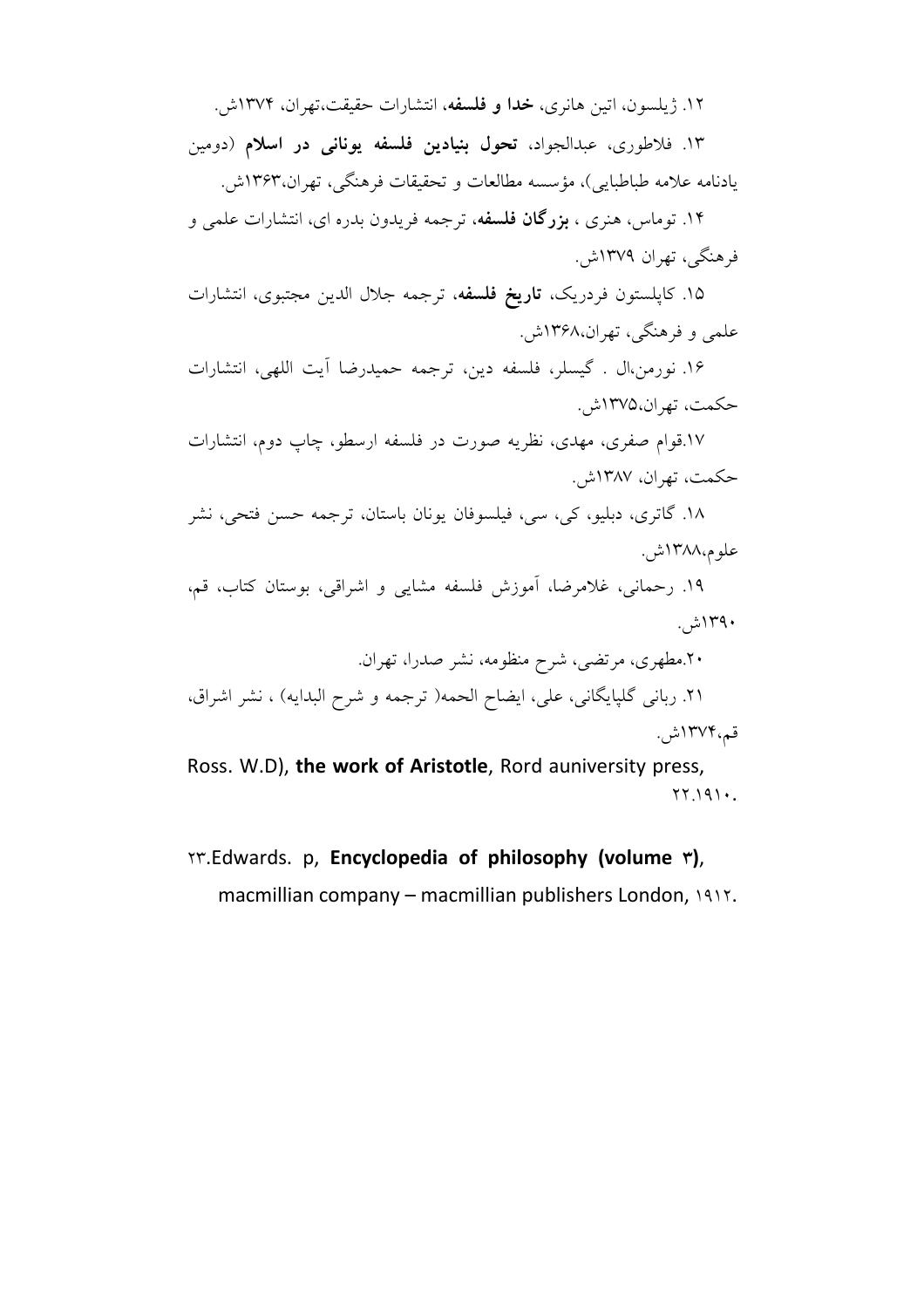۱۲. ژیلسون، اتین هانری، **خدا و فلسفه**، انتشارات حقیقت،تهران، ۱۳۷۴ش.

۱۳. فلاطوری، عبدالجواد، **تحول بنیادین فلسفه یونانی در اسلام** (دومین یادنامه علامه طباطبایی)، مؤسسه مطالعات و تحقیقات فرهنگی، تهران،۱۳۶۳ش.

۱۴. توماس، هنری ، **بزرگان فلسفه**، ترجمه فریدون بدره ای، انتشارات علمی و فرهنگی، تهران ۱۳۷۹ش.

۱۵. کاپلستون فردریک، **تاریخ فلسفه**، ترجمه جلال الدین مجتبوی، انتشارات علمی و فرهنگی، تهران،۱۳۶۸ش.

۱۶. نورمن،ال . گیسلر، فلسفه دین، ترجمه حمیدرضا آیت اللهی، انتشارات حکمت، تهران،۱۳۷۵ش.

۱۷.قوام صفری، مهدی، نظریه صورت در فلسفه ارسطو، چاپ دوم، انتشارات حکمت، تهران، ۱۳۸۷ش.

۱۸. گاتری، دبلیو، کی، سی، فیلسوفان یونان باستان، ترجمه حسن فتحی، نشر علوم،۱۳۸۸ش.

۱۹. رحمانی، غلامرضا، آموزش فلسفه مشایی و اشراقی، بوستان کتاب، قم، ۱۳۹۰ش.

۲۰.مطهری، مرتضی، شرح منظومه، نشر صدرا، تهران.

۲۱. ربانی گلپایگانی، علی، ایضاح الحمه( ترجمه و شرح البدایه) ، نشر اشراق، قم،۱۳۷۴ش.

۲۲. Ross. W.D), **the work of Aristotle**, Rord auniversity press, ۱۹۱۰.

۲۳.Edwards. p, **Encyclopedia of philosophy (volume ۳)**, macmillian company – macmillian publishers London, ۱۹۱۲.